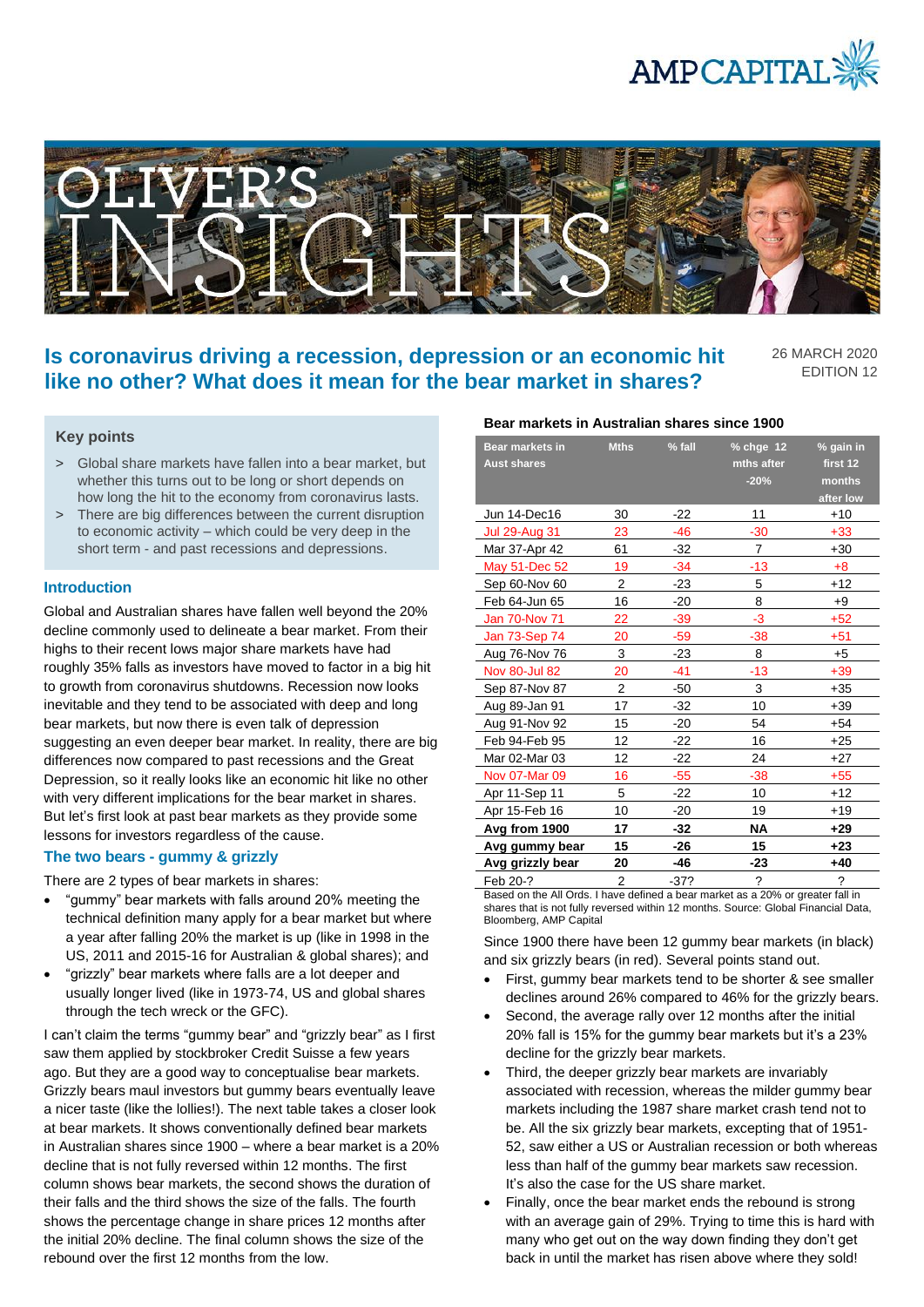# Is coronavirus driving a recession, depression or an economic hit like no other? What does it mean for the bear market in shares?

26 MARCH 2020
EDITION 12

## Key points

> Global share markets have fallen into a bear market, but whether this turns out to be long or short depends on how long the hit to the economy from coronavirus lasts.

> There are big differences between the current disruption to economic activity – which could be very deep in the short term - and past recessions and depressions.

## Introduction

Global and Australian shares have fallen well beyond the 20% decline commonly used to delineate a bear market. From their highs to their recent lows major share markets have had roughly 35% falls as investors have moved to factor in a big hit to growth from coronavirus shutdowns. Recession now looks inevitable and they tend to be associated with deep and long bear markets, but now there is even talk of depression suggesting an even deeper bear market. In reality, there are big differences now compared to past recessions and the Great Depression, so it really looks like an economic hit like no other with very different implications for the bear market in shares. But let's first look at past bear markets as they provide some lessons for investors regardless of the cause.

## The two bears - gummy & grizzly

There are 2 types of bear markets in shares:

- "gummy" bear markets with falls around 20% meeting the technical definition many apply for a bear market but where a year after falling 20% the market is up (like in 1998 in the US, 2011 and 2015-16 for Australian & global shares); and
- "grizzly" bear markets where falls are a lot deeper and usually longer lived (like in 1973-74, US and global shares through the tech wreck or the GFC).

I can't claim the terms "gummy bear" and "grizzly bear" as I first saw them applied by stockbroker Credit Suisse a few years ago. But they are a good way to conceptualise bear markets. Grizzly bears maul investors but gummy bears eventually leave a nicer taste (like the lollies!). The next table takes a closer look at bear markets. It shows conventionally defined bear markets in Australian shares since 1900 – where a bear market is a 20% decline that is not fully reversed within 12 months. The first column shows bear markets, the second shows the duration of their falls and the third shows the size of the falls. The fourth shows the percentage change in share prices 12 months after the initial 20% decline. The final column shows the size of the rebound over the first 12 months from the low.

**Bear markets in Australian shares since 1900**

| Bear markets in Aust shares | Mths | % fall | % chge 12 mths after -20% | % gain in first 12 months after low |
|---|---|---|---|---|
| Jun 14-Dec16 | 30 | -22 | 11 | +10 |
| Jul 29-Aug 31 | 23 | -46 | -30 | +33 |
| Mar 37-Apr 42 | 61 | -32 | 7 | +30 |
| May 51-Dec 52 | 19 | -34 | -13 | +8 |
| Sep 60-Nov 60 | 2 | -23 | 5 | +12 |
| Feb 64-Jun 65 | 16 | -20 | 8 | +9 |
| Jan 70-Nov 71 | 22 | -39 | -3 | +52 |
| Jan 73-Sep 74 | 20 | -59 | -38 | +51 |
| Aug 76-Nov 76 | 3 | -23 | 8 | +5 |
| Nov 80-Jul 82 | 20 | -41 | -13 | +39 |
| Sep 87-Nov 87 | 2 | -50 | 3 | +35 |
| Aug 89-Jan 91 | 17 | -32 | 10 | +39 |
| Aug 91-Nov 92 | 15 | -20 | 54 | +54 |
| Feb 94-Feb 95 | 12 | -22 | 16 | +25 |
| Mar 02-Mar 03 | 12 | -22 | 24 | +27 |
| Nov 07-Mar 09 | 16 | -55 | -38 | +55 |
| Apr 11-Sep 11 | 5 | -22 | 10 | +12 |
| Apr 15-Feb 16 | 10 | -20 | 19 | +19 |
| **Avg from 1900** | **17** | **-32** | **NA** | **+29** |
| **Avg gummy bear** | **15** | **-26** | **15** | **+23** |
| **Avg grizzly bear** | **20** | **-46** | **-23** | **+40** |
| Feb 20-? | 2 | -37? | ? | ? |

Based on the All Ords. I have defined a bear market as a 20% or greater fall in shares that is not fully reversed within 12 months. Source: Global Financial Data, Bloomberg, AMP Capital

Since 1900 there have been 12 gummy bear markets (in black) and six grizzly bears (in red). Several points stand out.

- First, gummy bear markets tend to be shorter & see smaller declines around 26% compared to 46% for the grizzly bears.
- Second, the average rally over 12 months after the initial 20% fall is 15% for the gummy bear markets but it's a 23% decline for the grizzly bear markets.
- Third, the deeper grizzly bear markets are invariably associated with recession, whereas the milder gummy bear markets including the 1987 share market crash tend not to be. All the six grizzly bear markets, excepting that of 1951-52, saw either a US or Australian recession or both whereas less than half of the gummy bear markets saw recession. It's also the case for the US share market.
- Finally, once the bear market ends the rebound is strong with an average gain of 29%. Trying to time this is hard with many who get out on the way down finding they don't get back in until the market has risen above where they sold!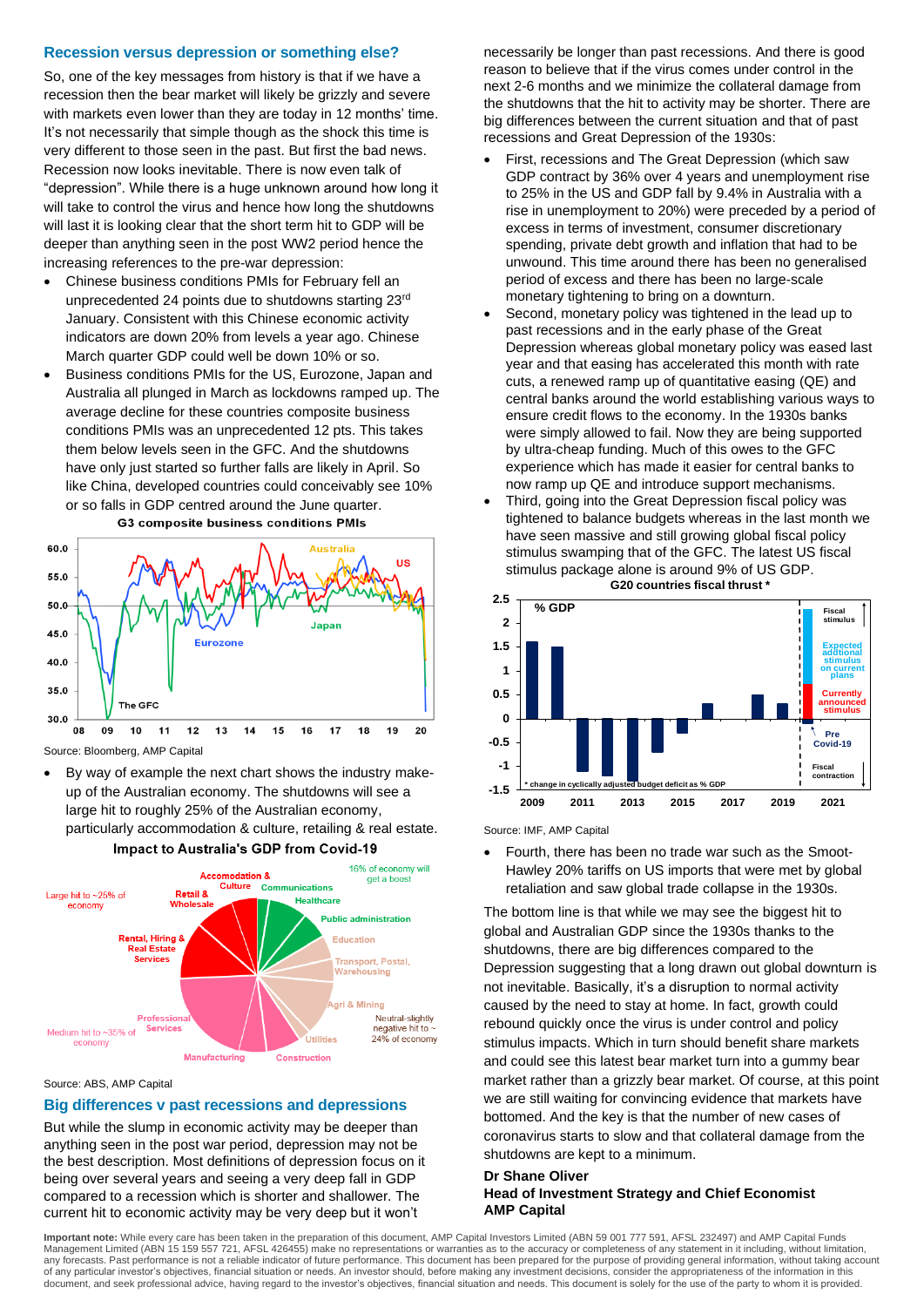## Recession versus depression or something else?

So, one of the key messages from history is that if we have a recession then the bear market will likely be grizzly and severe with markets even lower than they are today in 12 months' time. It's not necessarily that simple though as the shock this time is very different to those seen in the past. But first the bad news. Recession now looks inevitable. There is now even talk of "depression". While there is a huge unknown around how long it will take to control the virus and hence how long the shutdowns will last it is looking clear that the short term hit to GDP will be deeper than anything seen in the post WW2 period hence the increasing references to the pre-war depression:

- Chinese business conditions PMIs for February fell an unprecedented 24 points due to shutdowns starting 23rd January. Consistent with this Chinese economic activity indicators are down 20% from levels a year ago. Chinese March quarter GDP could well be down 10% or so.
- Business conditions PMIs for the US, Eurozone, Japan and Australia all plunged in March as lockdowns ramped up. The average decline for these countries composite business conditions PMIs was an unprecedented 12 pts. This takes them below levels seen in the GFC. And the shutdowns have only just started so further falls are likely in April. So like China, developed countries could conceivably see 10% or so falls in GDP centred around the June quarter.

G3 composite business conditions PMIs

60.0
55.0
50.0
45.0
40.0
35.0
30.0
08 09 10 11 12 13 14 15 16 17 18 19 20
Australia
US
Japan
Eurozone
The GFC

Source: Bloomberg, AMP Capital

- By way of example the next chart shows the industry make-up of the Australian economy. The shutdowns will see a large hit to roughly 25% of the Australian economy, particularly accommodation & culture, retailing & real estate.

Impact to Australia's GDP from Covid-19

Large hit to ~25% of economy
Accomodation & Culture
Retail & Wholesale
Rental, Hiring & Real Estate Services
Communications
Healthcare
Public administration
16% of economy will get a boost
Education
Transport, Postal, Warehousing
Agri & Mining
Neutral-slightly negative hit to ~24% of economy
Utilities
Construction
Manufacturing
Professional Services
Medium hit to ~35% of economy

Source: ABS, AMP Capital

## Big differences v past recessions and depressions

But while the slump in economic activity may be deeper than anything seen in the post war period, depression may not be the best description. Most definitions of depression focus on it being over several years and seeing a very deep fall in GDP compared to a recession which is shorter and shallower. The current hit to economic activity may be very deep but it won't necessarily be longer than past recessions. And there is good reason to believe that if the virus comes under control in the next 2-6 months and we minimize the collateral damage from the shutdowns that the hit to activity may be shorter. There are big differences between the current situation and that of past recessions and Great Depression of the 1930s:

- First, recessions and The Great Depression (which saw GDP contract by 36% over 4 years and unemployment rise to 25% in the US and GDP fall by 9.4% in Australia with a rise in unemployment to 20%) were preceded by a period of excess in terms of investment, consumer discretionary spending, private debt growth and inflation that had to be unwound. This time around there has been no generalised period of excess and there has been no large-scale monetary tightening to bring on a downturn.
- Second, monetary policy was tightened in the lead up to past recessions and in the early phase of the Great Depression whereas global monetary policy was eased last year and that easing has accelerated this month with rate cuts, a renewed ramp up of quantitative easing (QE) and central banks around the world establishing various ways to ensure credit flows to the economy. In the 1930s banks were simply allowed to fail. Now they are being supported by ultra-cheap funding. Much of this owes to the GFC experience which has made it easier for central banks to now ramp up QE and introduce support mechanisms.
- Third, going into the Great Depression fiscal policy was tightened to balance budgets whereas in the last month we have seen massive and still growing global fiscal policy stimulus swamping that of the GFC. The latest US fiscal stimulus package alone is around 9% of US GDP.

G20 countries fiscal thrust *

% GDP
2.5
2
1.5
1
0.5
0
-0.5
-1
-1.5
2009 2011 2013 2015 2017 2019 2021
Fiscal stimulus
Expected additional stimulus on current plans
Currently announced stimulus
Pre Covid-19
Fiscal contraction
* change in cyclically adjusted budget deficit as % GDP

Source: IMF, AMP Capital

- Fourth, there has been no trade war such as the Smoot-Hawley 20% tariffs on US imports that were met by global retaliation and saw global trade collapse in the 1930s.

The bottom line is that while we may see the biggest hit to global and Australian GDP since the 1930s thanks to the shutdowns, there are big differences compared to the Depression suggesting that a long drawn out global downturn is not inevitable. Basically, it's a disruption to normal activity caused by the need to stay at home. In fact, growth could rebound quickly once the virus is under control and policy stimulus impacts. Which in turn should benefit share markets and could see this latest bear market turn into a gummy bear market rather than a grizzly bear market. Of course, at this point we are still waiting for convincing evidence that markets have bottomed. And the key is that the number of new cases of coronavirus starts to slow and that collateral damage from the shutdowns are kept to a minimum.

**Dr Shane Oliver**
**Head of Investment Strategy and Chief Economist**
**AMP Capital**

**Important note:** While every care has been taken in the preparation of this document, AMP Capital Investors Limited (ABN 59 001 777 591, AFSL 232497) and AMP Capital Funds Management Limited (ABN 15 159 557 721, AFSL 426455) make no representations or warranties as to the accuracy or completeness of any statement in it including, without limitation, any forecasts. Past performance is not a reliable indicator of future performance. This document has been prepared for the purpose of providing general information, without taking account of any particular investor's objectives, financial situation or needs. An investor should, before making any investment decisions, consider the appropriateness of the information in this document, and seek professional advice, having regard to the investor's objectives, financial situation and needs. This document is solely for the use of the party to whom it is provided.